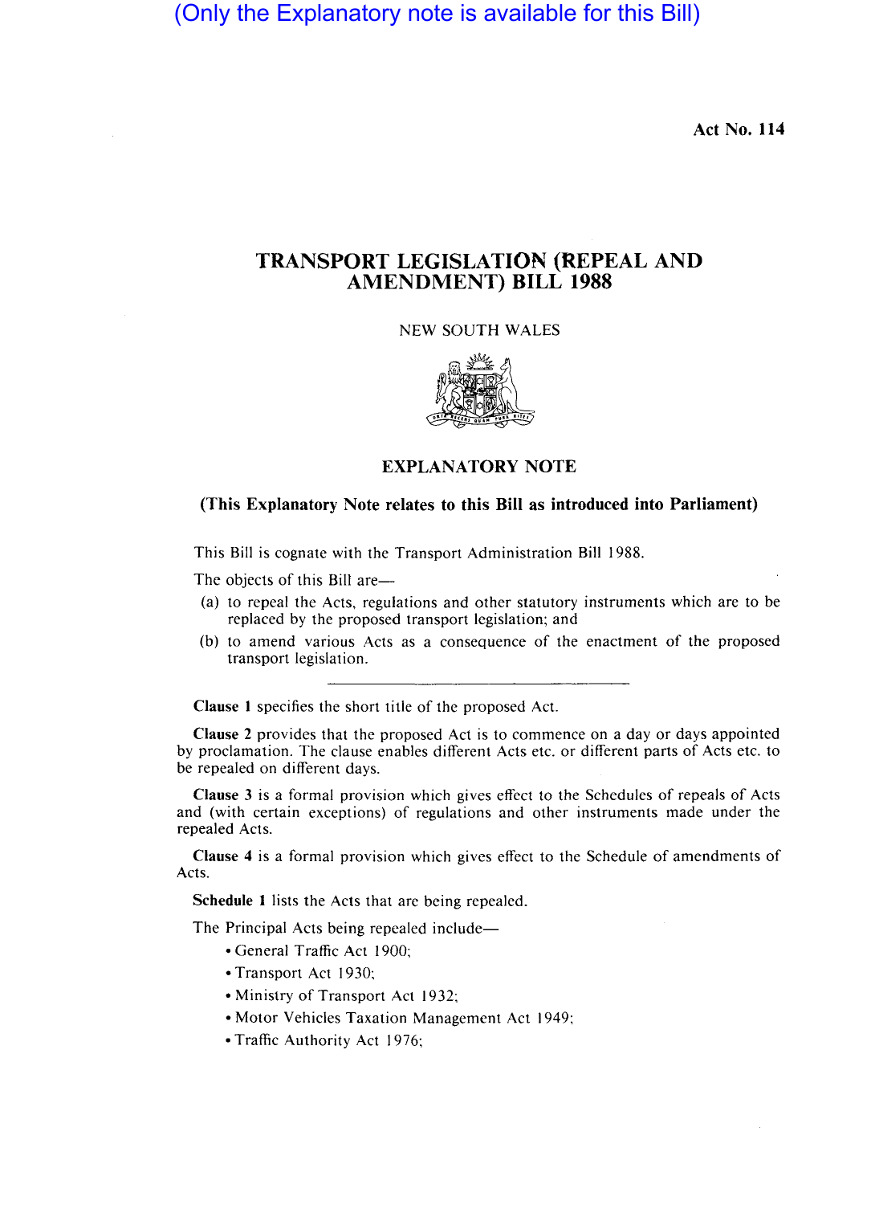(Only the Explanatory note is available for this Bill)

Act No. 114

# TRANSPORT LEGISLATION (REPEAL AND AMENDMENT) BILL 1988

NEW SOUTH WALES

## EXPLANATORY NOTE

**(This Explanatory Note relates to this Bill as introduced into Parliament)**

This Bill is cognate with the Transport Administration Bill 1988.

The objects of this Bill are—

(a) to repeal the Acts, regulations and other statutory instruments which are to be replaced by the proposed transport legislation; and

(b) to amend various Acts as a consequence of the enactment of the proposed transport legislation.

---

**Clause 1** specifies the short title of the proposed Act.

**Clause 2** provides that the proposed Act is to commence on a day or days appointed by proclamation. The clause enables different Acts etc. or different parts of Acts etc. to be repealed on different days.

**Clause 3** is a formal provision which gives effect to the Schedules of repeals of Acts and (with certain exceptions) of regulations and other instruments made under the repealed Acts.

**Clause 4** is a formal provision which gives effect to the Schedule of amendments of Acts.

**Schedule 1** lists the Acts that are being repealed.

The Principal Acts being repealed include—

- General Traffic Act 1900;
- Transport Act 1930;
- Ministry of Transport Act 1932;
- Motor Vehicles Taxation Management Act 1949;
- Traffic Authority Act 1976;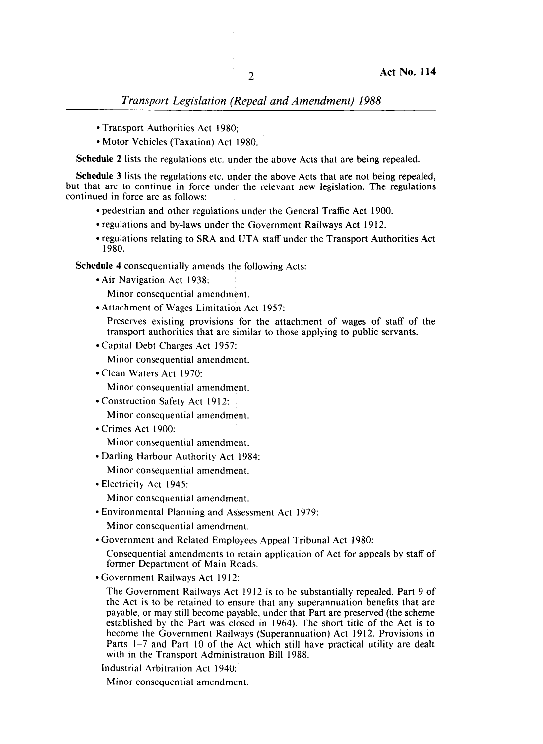- Transport Authorities Act 1980;
- Motor Vehicles (Taxation) Act 1980.

**Schedule 2** lists the regulations etc. under the above Acts that are being repealed.

**Schedule 3** lists the regulations etc. under the above Acts that are not being repealed, but that are to continue in force under the relevant new legislation. The regulations continued in force are as follows:

- pedestrian and other regulations under the General Traffic Act 1900.
- regulations and by-laws under the Government Railways Act 1912.
- regulations relating to SRA and UTA staff under the Transport Authorities Act 1980.

**Schedule 4** consequentially amends the following Acts:

- Air Navigation Act 1938:

  Minor consequential amendment.
- Attachment of Wages Limitation Act 1957:

  Preserves existing provisions for the attachment of wages of staff of the transport authorities that are similar to those applying to public servants.
- Capital Debt Charges Act 1957:

  Minor consequential amendment.
- Clean Waters Act 1970:

  Minor consequential amendment.
- Construction Safety Act 1912:

  Minor consequential amendment.
- Crimes Act 1900:

  Minor consequential amendment.
- Darling Harbour Authority Act 1984:

  Minor consequential amendment.
- Electricity Act 1945:

  Minor consequential amendment.
- Environmental Planning and Assessment Act 1979:

  Minor consequential amendment.
- Government and Related Employees Appeal Tribunal Act 1980:

  Consequential amendments to retain application of Act for appeals by staff of former Department of Main Roads.
- Government Railways Act 1912:

  The Government Railways Act 1912 is to be substantially repealed. Part 9 of the Act is to be retained to ensure that any superannuation benefits that are payable, or may still become payable, under that Part are preserved (the scheme established by the Part was closed in 1964). The short title of the Act is to become the Government Railways (Superannuation) Act 1912. Provisions in Parts 1–7 and Part 10 of the Act which still have practical utility are dealt with in the Transport Administration Bill 1988.

Industrial Arbitration Act 1940:

Minor consequential amendment.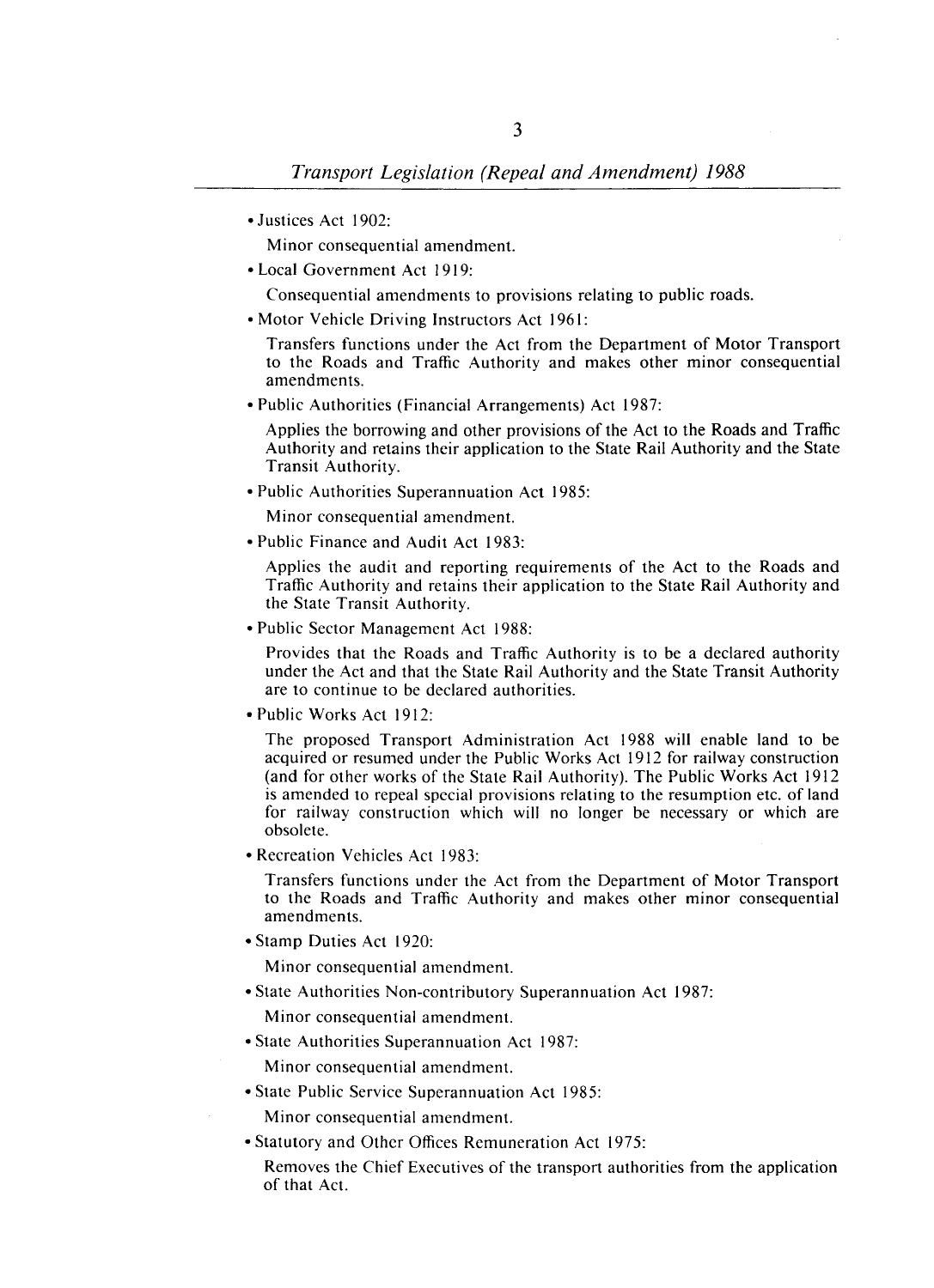- Justices Act 1902:

  Minor consequential amendment.

- Local Government Act 1919:

  Consequential amendments to provisions relating to public roads.

- Motor Vehicle Driving Instructors Act 1961:

  Transfers functions under the Act from the Department of Motor Transport to the Roads and Traffic Authority and makes other minor consequential amendments.

- Public Authorities (Financial Arrangements) Act 1987:

  Applies the borrowing and other provisions of the Act to the Roads and Traffic Authority and retains their application to the State Rail Authority and the State Transit Authority.

- Public Authorities Superannuation Act 1985:

  Minor consequential amendment.

- Public Finance and Audit Act 1983:

  Applies the audit and reporting requirements of the Act to the Roads and Traffic Authority and retains their application to the State Rail Authority and the State Transit Authority.

- Public Sector Management Act 1988:

  Provides that the Roads and Traffic Authority is to be a declared authority under the Act and that the State Rail Authority and the State Transit Authority are to continue to be declared authorities.

- Public Works Act 1912:

  The proposed Transport Administration Act 1988 will enable land to be acquired or resumed under the Public Works Act 1912 for railway construction (and for other works of the State Rail Authority). The Public Works Act 1912 is amended to repeal special provisions relating to the resumption etc. of land for railway construction which will no longer be necessary or which are obsolete.

- Recreation Vehicles Act 1983:

  Transfers functions under the Act from the Department of Motor Transport to the Roads and Traffic Authority and makes other minor consequential amendments.

- Stamp Duties Act 1920:

  Minor consequential amendment.

- State Authorities Non-contributory Superannuation Act 1987:

  Minor consequential amendment.

- State Authorities Superannuation Act 1987:

  Minor consequential amendment.

- State Public Service Superannuation Act 1985:

  Minor consequential amendment.

- Statutory and Other Offices Remuneration Act 1975:

  Removes the Chief Executives of the transport authorities from the application of that Act.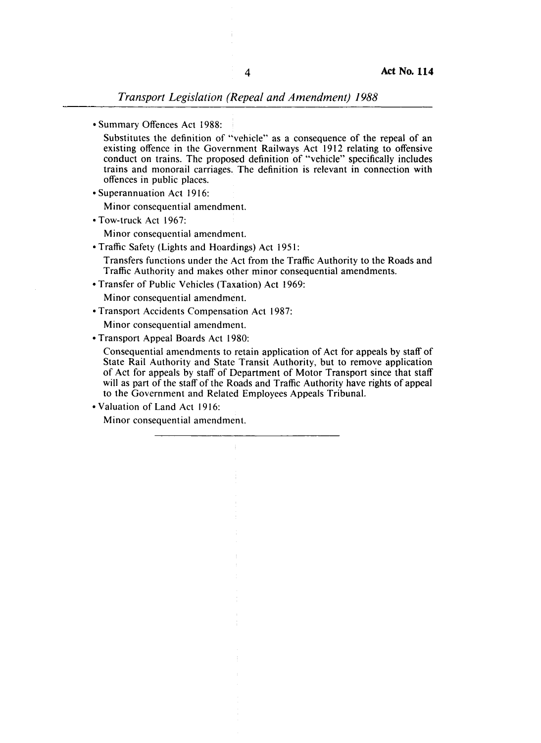- Summary Offences Act 1988:

  Substitutes the definition of "vehicle" as a consequence of the repeal of an existing offence in the Government Railways Act 1912 relating to offensive conduct on trains. The proposed definition of "vehicle" specifically includes trains and monorail carriages. The definition is relevant in connection with offences in public places.

- Superannuation Act 1916:

  Minor consequential amendment.

- Tow-truck Act 1967:

  Minor consequential amendment.

- Traffic Safety (Lights and Hoardings) Act 1951:

  Transfers functions under the Act from the Traffic Authority to the Roads and Traffic Authority and makes other minor consequential amendments.

- Transfer of Public Vehicles (Taxation) Act 1969:

  Minor consequential amendment.

- Transport Accidents Compensation Act 1987:

  Minor consequential amendment.

- Transport Appeal Boards Act 1980:

  Consequential amendments to retain application of Act for appeals by staff of State Rail Authority and State Transit Authority, but to remove application of Act for appeals by staff of Department of Motor Transport since that staff will as part of the staff of the Roads and Traffic Authority have rights of appeal to the Government and Related Employees Appeals Tribunal.

- Valuation of Land Act 1916:

  Minor consequential amendment.